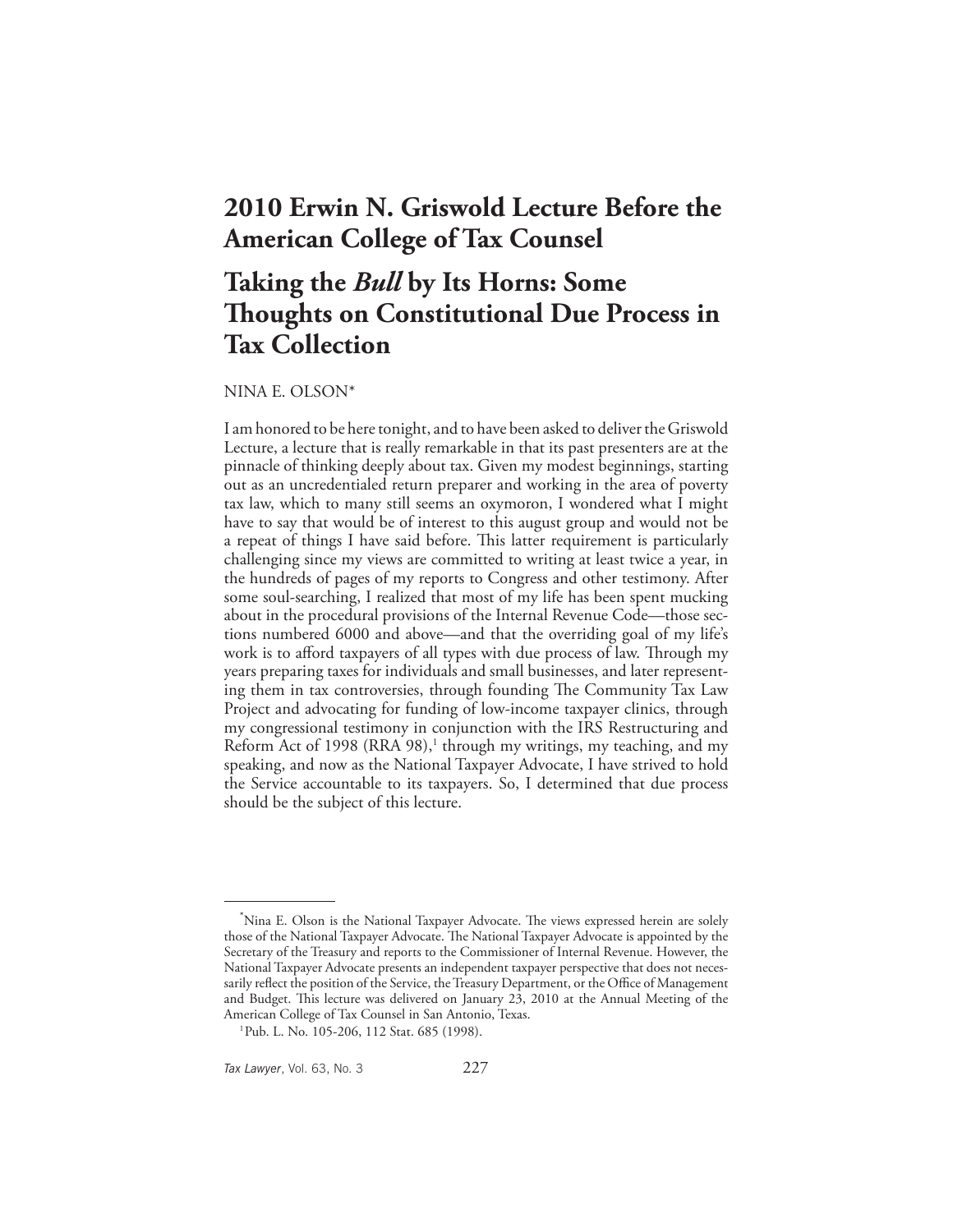# 2010 Erwin N. Griswold Lecture Before the American College of Tax Counsel

# Taking the *Bull* by Its Horns: Some Thoughts on Constitutional Due Process in Tax Collection

NINA E. OLSON*

I am honored to be here tonight, and to have been asked to deliver the Griswold Lecture, a lecture that is really remarkable in that its past presenters are at the pinnacle of thinking deeply about tax. Given my modest beginnings, starting out as an uncredentialed return preparer and working in the area of poverty tax law, which to many still seems an oxymoron, I wondered what I might have to say that would be of interest to this august group and would not be a repeat of things I have said before. This latter requirement is particularly challenging since my views are committed to writing at least twice a year, in the hundreds of pages of my reports to Congress and other testimony. After some soul-searching, I realized that most of my life has been spent mucking about in the procedural provisions of the Internal Revenue Code—those sections numbered 6000 and above—and that the overriding goal of my life's work is to afford taxpayers of all types with due process of law. Through my years preparing taxes for individuals and small businesses, and later representing them in tax controversies, through founding The Community Tax Law Project and advocating for funding of low-income taxpayer clinics, through my congressional testimony in conjunction with the IRS Restructuring and Reform Act of 1998 (RRA 98),[1] through my writings, my teaching, and my speaking, and now as the National Taxpayer Advocate, I have strived to hold the Service accountable to its taxpayers. So, I determined that due process should be the subject of this lecture.

---

*Nina E. Olson is the National Taxpayer Advocate. The views expressed herein are solely those of the National Taxpayer Advocate. The National Taxpayer Advocate is appointed by the Secretary of the Treasury and reports to the Commissioner of Internal Revenue. However, the National Taxpayer Advocate presents an independent taxpayer perspective that does not necessarily reflect the position of the Service, the Treasury Department, or the Office of Management and Budget. This lecture was delivered on January 23, 2010 at the Annual Meeting of the American College of Tax Counsel in San Antonio, Texas.

[1] Pub. L. No. 105-206, 112 Stat. 685 (1998).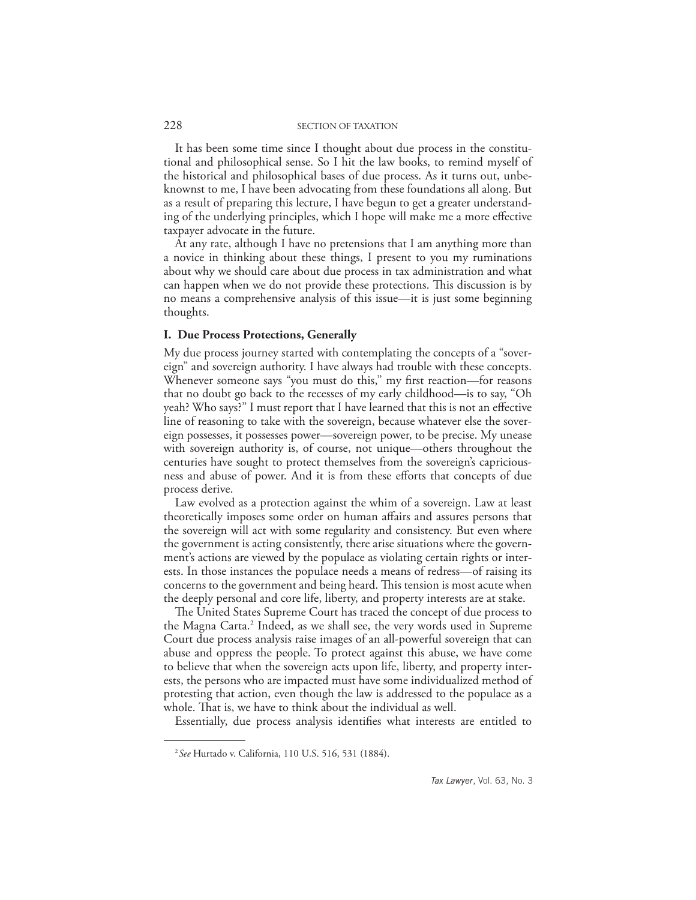It has been some time since I thought about due process in the constitutional and philosophical sense. So I hit the law books, to remind myself of the historical and philosophical bases of due process. As it turns out, unbeknownst to me, I have been advocating from these foundations all along. But as a result of preparing this lecture, I have begun to get a greater understanding of the underlying principles, which I hope will make me a more effective taxpayer advocate in the future.

At any rate, although I have no pretensions that I am anything more than a novice in thinking about these things, I present to you my ruminations about why we should care about due process in tax administration and what can happen when we do not provide these protections. This discussion is by no means a comprehensive analysis of this issue—it is just some beginning thoughts.

## I. Due Process Protections, Generally

My due process journey started with contemplating the concepts of a "sovereign" and sovereign authority. I have always had trouble with these concepts. Whenever someone says "you must do this," my first reaction—for reasons that no doubt go back to the recesses of my early childhood—is to say, "Oh yeah? Who says?" I must report that I have learned that this is not an effective line of reasoning to take with the sovereign, because whatever else the sovereign possesses, it possesses power—sovereign power, to be precise. My unease with sovereign authority is, of course, not unique—others throughout the centuries have sought to protect themselves from the sovereign's capriciousness and abuse of power. And it is from these efforts that concepts of due process derive.

Law evolved as a protection against the whim of a sovereign. Law at least theoretically imposes some order on human affairs and assures persons that the sovereign will act with some regularity and consistency. But even where the government is acting consistently, there arise situations where the government's actions are viewed by the populace as violating certain rights or interests. In those instances the populace needs a means of redress—of raising its concerns to the government and being heard. This tension is most acute when the deeply personal and core life, liberty, and property interests are at stake.

The United States Supreme Court has traced the concept of due process to the Magna Carta.[2] Indeed, as we shall see, the very words used in Supreme Court due process analysis raise images of an all-powerful sovereign that can abuse and oppress the people. To protect against this abuse, we have come to believe that when the sovereign acts upon life, liberty, and property interests, the persons who are impacted must have some individualized method of protesting that action, even though the law is addressed to the populace as a whole. That is, we have to think about the individual as well.

Essentially, due process analysis identifies what interests are entitled to

---

[2] *See* Hurtado v. California, 110 U.S. 516, 531 (1884).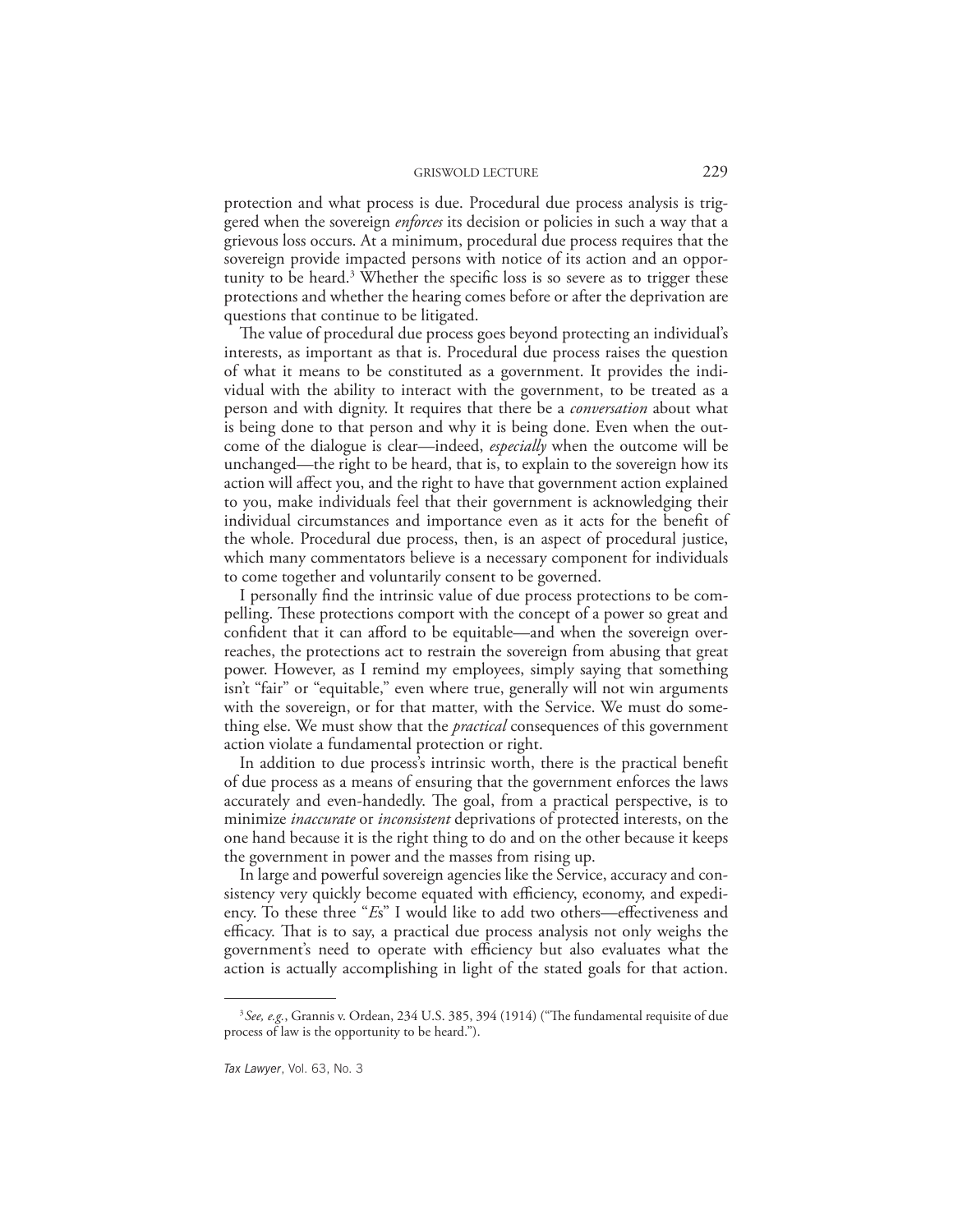protection and what process is due. Procedural due process analysis is triggered when the sovereign *enforces* its decision or policies in such a way that a grievous loss occurs. At a minimum, procedural due process requires that the sovereign provide impacted persons with notice of its action and an opportunity to be heard.[3] Whether the specific loss is so severe as to trigger these protections and whether the hearing comes before or after the deprivation are questions that continue to be litigated.

The value of procedural due process goes beyond protecting an individual's interests, as important as that is. Procedural due process raises the question of what it means to be constituted as a government. It provides the individual with the ability to interact with the government, to be treated as a person and with dignity. It requires that there be a *conversation* about what is being done to that person and why it is being done. Even when the outcome of the dialogue is clear—indeed, *especially* when the outcome will be unchanged—the right to be heard, that is, to explain to the sovereign how its action will affect you, and the right to have that government action explained to you, make individuals feel that their government is acknowledging their individual circumstances and importance even as it acts for the benefit of the whole. Procedural due process, then, is an aspect of procedural justice, which many commentators believe is a necessary component for individuals to come together and voluntarily consent to be governed.

I personally find the intrinsic value of due process protections to be compelling. These protections comport with the concept of a power so great and confident that it can afford to be equitable—and when the sovereign overreaches, the protections act to restrain the sovereign from abusing that great power. However, as I remind my employees, simply saying that something isn't "fair" or "equitable," even where true, generally will not win arguments with the sovereign, or for that matter, with the Service. We must do something else. We must show that the *practical* consequences of this government action violate a fundamental protection or right.

In addition to due process's intrinsic worth, there is the practical benefit of due process as a means of ensuring that the government enforces the laws accurately and even-handedly. The goal, from a practical perspective, is to minimize *inaccurate* or *inconsistent* deprivations of protected interests, on the one hand because it is the right thing to do and on the other because it keeps the government in power and the masses from rising up.

In large and powerful sovereign agencies like the Service, accuracy and consistency very quickly become equated with efficiency, economy, and expediency. To these three "*E*s" I would like to add two others—effectiveness and efficacy. That is to say, a practical due process analysis not only weighs the government's need to operate with efficiency but also evaluates what the action is actually accomplishing in light of the stated goals for that action.

[3] *See, e.g.*, Grannis v. Ordean, 234 U.S. 385, 394 (1914) ("The fundamental requisite of due process of law is the opportunity to be heard.").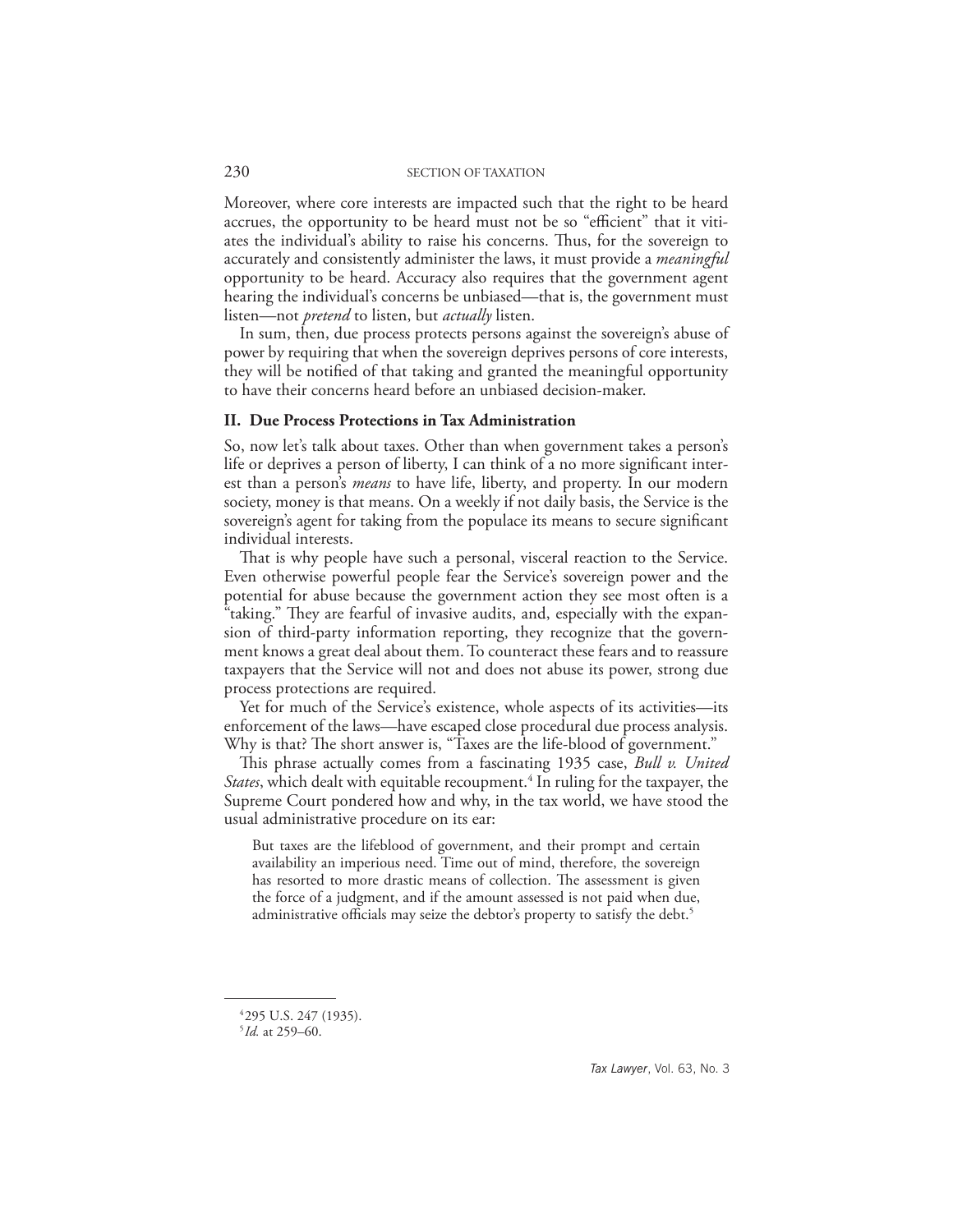Moreover, where core interests are impacted such that the right to be heard accrues, the opportunity to be heard must not be so "efficient" that it vitiates the individual's ability to raise his concerns. Thus, for the sovereign to accurately and consistently administer the laws, it must provide a *meaningful* opportunity to be heard. Accuracy also requires that the government agent hearing the individual's concerns be unbiased—that is, the government must listen—not *pretend* to listen, but *actually* listen.

In sum, then, due process protects persons against the sovereign's abuse of power by requiring that when the sovereign deprives persons of core interests, they will be notified of that taking and granted the meaningful opportunity to have their concerns heard before an unbiased decision-maker.

## II. Due Process Protections in Tax Administration

So, now let's talk about taxes. Other than when government takes a person's life or deprives a person of liberty, I can think of a no more significant interest than a person's *means* to have life, liberty, and property. In our modern society, money is that means. On a weekly if not daily basis, the Service is the sovereign's agent for taking from the populace its means to secure significant individual interests.

That is why people have such a personal, visceral reaction to the Service. Even otherwise powerful people fear the Service's sovereign power and the potential for abuse because the government action they see most often is a "taking." They are fearful of invasive audits, and, especially with the expansion of third-party information reporting, they recognize that the government knows a great deal about them. To counteract these fears and to reassure taxpayers that the Service will not and does not abuse its power, strong due process protections are required.

Yet for much of the Service's existence, whole aspects of its activities—its enforcement of the laws—have escaped close procedural due process analysis. Why is that? The short answer is, "Taxes are the life-blood of government."

This phrase actually comes from a fascinating 1935 case, *Bull v. United States*, which dealt with equitable recoupment.[4] In ruling for the taxpayer, the Supreme Court pondered how and why, in the tax world, we have stood the usual administrative procedure on its ear:

> But taxes are the lifeblood of government, and their prompt and certain availability an imperious need. Time out of mind, therefore, the sovereign has resorted to more drastic means of collection. The assessment is given the force of a judgment, and if the amount assessed is not paid when due, administrative officials may seize the debtor's property to satisfy the debt.[5]

---

[4] 295 U.S. 247 (1935).

[5] *Id.* at 259–60.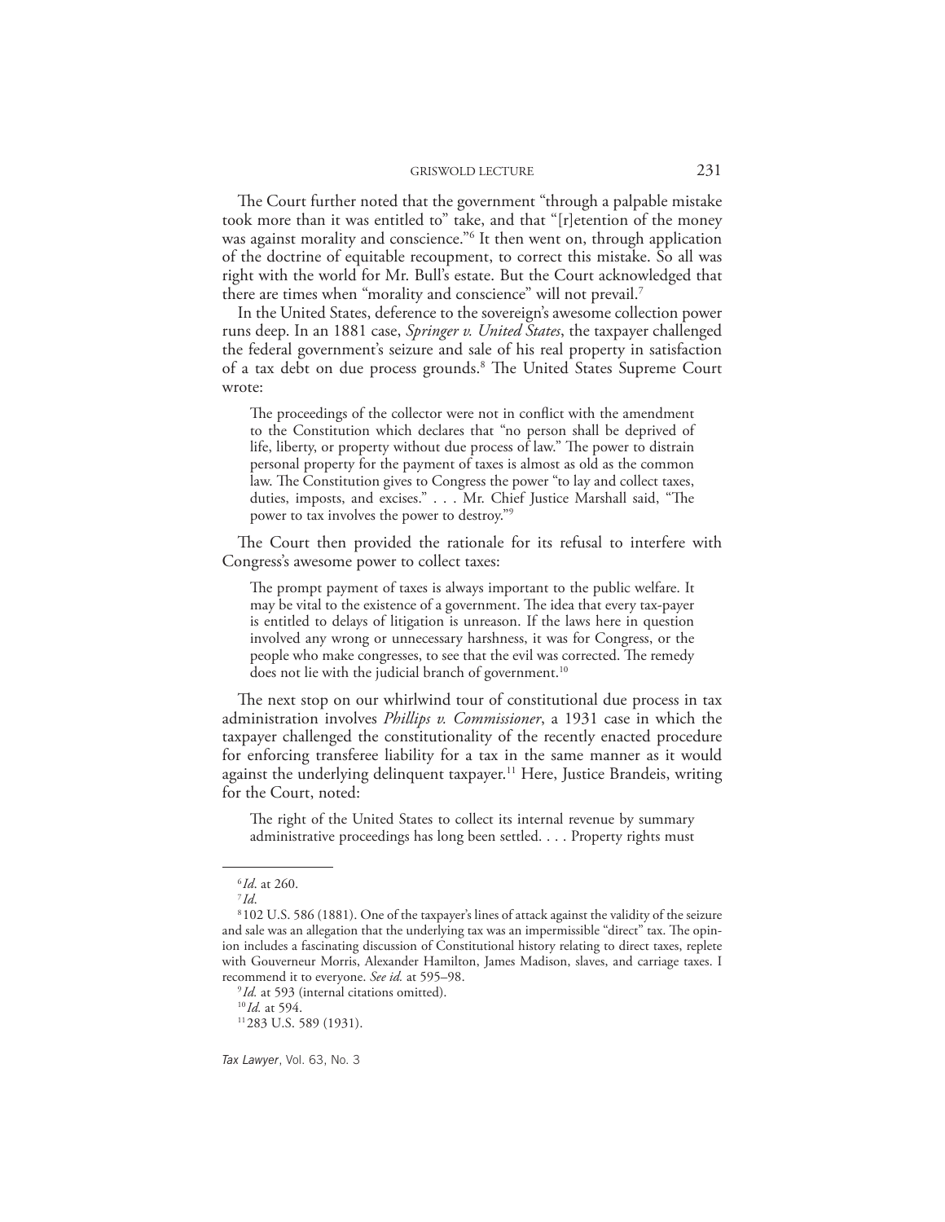The Court further noted that the government "through a palpable mistake took more than it was entitled to" take, and that "[r]etention of the money was against morality and conscience."[6] It then went on, through application of the doctrine of equitable recoupment, to correct this mistake. So all was right with the world for Mr. Bull's estate. But the Court acknowledged that there are times when "morality and conscience" will not prevail.[7]

In the United States, deference to the sovereign's awesome collection power runs deep. In an 1881 case, *Springer v. United States*, the taxpayer challenged the federal government's seizure and sale of his real property in satisfaction of a tax debt on due process grounds.[8] The United States Supreme Court wrote:

> The proceedings of the collector were not in conflict with the amendment to the Constitution which declares that "no person shall be deprived of life, liberty, or property without due process of law." The power to distrain personal property for the payment of taxes is almost as old as the common law. The Constitution gives to Congress the power "to lay and collect taxes, duties, imposts, and excises." . . . Mr. Chief Justice Marshall said, "The power to tax involves the power to destroy."[9]

The Court then provided the rationale for its refusal to interfere with Congress's awesome power to collect taxes:

> The prompt payment of taxes is always important to the public welfare. It may be vital to the existence of a government. The idea that every tax-payer is entitled to delays of litigation is unreason. If the laws here in question involved any wrong or unnecessary harshness, it was for Congress, or the people who make congresses, to see that the evil was corrected. The remedy does not lie with the judicial branch of government.[10]

The next stop on our whirlwind tour of constitutional due process in tax administration involves *Phillips v. Commissioner*, a 1931 case in which the taxpayer challenged the constitutionality of the recently enacted procedure for enforcing transferee liability for a tax in the same manner as it would against the underlying delinquent taxpayer.[11] Here, Justice Brandeis, writing for the Court, noted:

> The right of the United States to collect its internal revenue by summary administrative proceedings has long been settled. . . . Property rights must

---

[6] *Id.* at 260.

[7] *Id.*

[8] 102 U.S. 586 (1881). One of the taxpayer's lines of attack against the validity of the seizure and sale was an allegation that the underlying tax was an impermissible "direct" tax. The opinion includes a fascinating discussion of Constitutional history relating to direct taxes, replete with Gouverneur Morris, Alexander Hamilton, James Madison, slaves, and carriage taxes. I recommend it to everyone. *See id.* at 595–98.

[9] *Id.* at 593 (internal citations omitted).

[10] *Id.* at 594.

[11] 283 U.S. 589 (1931).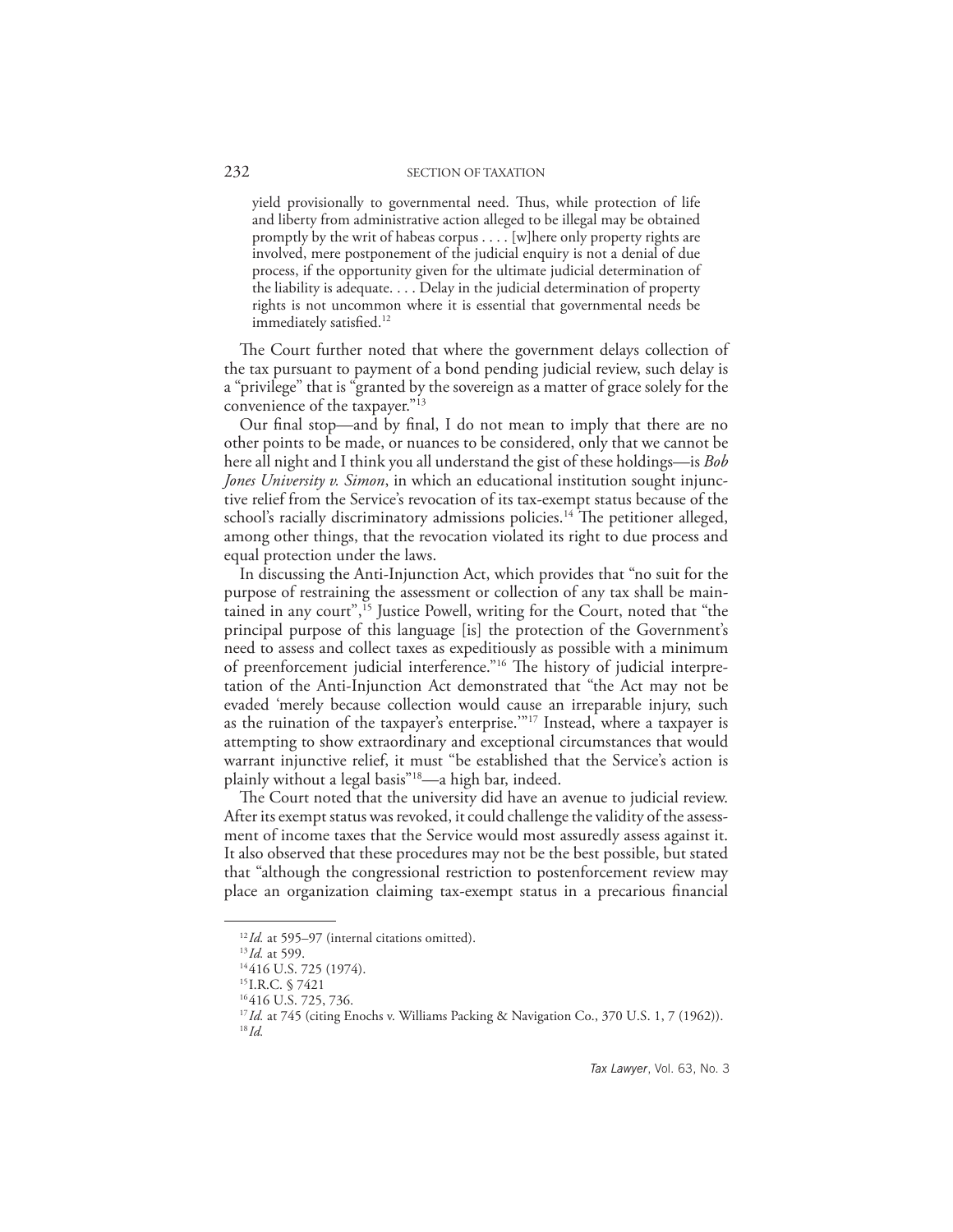> yield provisionally to governmental need. Thus, while protection of life and liberty from administrative action alleged to be illegal may be obtained promptly by the writ of habeas corpus . . . . [w]here only property rights are involved, mere postponement of the judicial enquiry is not a denial of due process, if the opportunity given for the ultimate judicial determination of the liability is adequate. . . . Delay in the judicial determination of property rights is not uncommon where it is essential that governmental needs be immediately satisfied.[12]

The Court further noted that where the government delays collection of the tax pursuant to payment of a bond pending judicial review, such delay is a "privilege" that is "granted by the sovereign as a matter of grace solely for the convenience of the taxpayer."[13]

Our final stop—and by final, I do not mean to imply that there are no other points to be made, or nuances to be considered, only that we cannot be here all night and I think you all understand the gist of these holdings—is *Bob Jones University v. Simon*, in which an educational institution sought injunctive relief from the Service's revocation of its tax-exempt status because of the school's racially discriminatory admissions policies.[14] The petitioner alleged, among other things, that the revocation violated its right to due process and equal protection under the laws.

In discussing the Anti-Injunction Act, which provides that "no suit for the purpose of restraining the assessment or collection of any tax shall be maintained in any court",[15] Justice Powell, writing for the Court, noted that "the principal purpose of this language [is] the protection of the Government's need to assess and collect taxes as expeditiously as possible with a minimum of preenforcement judicial interference."[16] The history of judicial interpretation of the Anti-Injunction Act demonstrated that "the Act may not be evaded 'merely because collection would cause an irreparable injury, such as the ruination of the taxpayer's enterprise.'"[17] Instead, where a taxpayer is attempting to show extraordinary and exceptional circumstances that would warrant injunctive relief, it must "be established that the Service's action is plainly without a legal basis"[18]—a high bar, indeed.

The Court noted that the university did have an avenue to judicial review. After its exempt status was revoked, it could challenge the validity of the assessment of income taxes that the Service would most assuredly assess against it. It also observed that these procedures may not be the best possible, but stated that "although the congressional restriction to postenforcement review may place an organization claiming tax-exempt status in a precarious financial

---

[12] *Id.* at 595–97 (internal citations omitted).

[13] *Id.* at 599.

[14] 416 U.S. 725 (1974).

[15] I.R.C. § 7421

[16] 416 U.S. 725, 736.

[17] *Id.* at 745 (citing Enochs v. Williams Packing & Navigation Co., 370 U.S. 1, 7 (1962)).

[18] *Id.*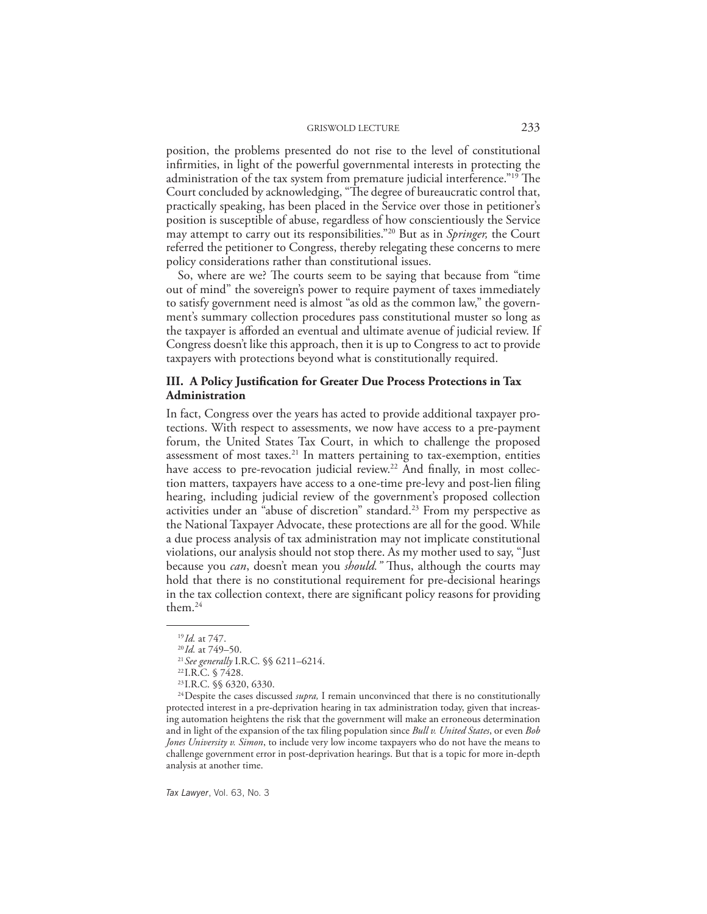position, the problems presented do not rise to the level of constitutional infirmities, in light of the powerful governmental interests in protecting the administration of the tax system from premature judicial interference."[19] The Court concluded by acknowledging, "The degree of bureaucratic control that, practically speaking, has been placed in the Service over those in petitioner's position is susceptible of abuse, regardless of how conscientiously the Service may attempt to carry out its responsibilities."[20] But as in *Springer,* the Court referred the petitioner to Congress, thereby relegating these concerns to mere policy considerations rather than constitutional issues.

So, where are we? The courts seem to be saying that because from "time out of mind" the sovereign's power to require payment of taxes immediately to satisfy government need is almost "as old as the common law," the government's summary collection procedures pass constitutional muster so long as the taxpayer is afforded an eventual and ultimate avenue of judicial review. If Congress doesn't like this approach, then it is up to Congress to act to provide taxpayers with protections beyond what is constitutionally required.

## III. A Policy Justification for Greater Due Process Protections in Tax Administration

In fact, Congress over the years has acted to provide additional taxpayer protections. With respect to assessments, we now have access to a pre-payment forum, the United States Tax Court, in which to challenge the proposed assessment of most taxes.[21] In matters pertaining to tax-exemption, entities have access to pre-revocation judicial review.[22] And finally, in most collection matters, taxpayers have access to a one-time pre-levy and post-lien filing hearing, including judicial review of the government's proposed collection activities under an "abuse of discretion" standard.[23] From my perspective as the National Taxpayer Advocate, these protections are all for the good. While a due process analysis of tax administration may not implicate constitutional violations, our analysis should not stop there. As my mother used to say, "Just because you *can*, doesn't mean you *should."* Thus, although the courts may hold that there is no constitutional requirement for pre-decisional hearings in the tax collection context, there are significant policy reasons for providing them.[24]

---

[19] *Id.* at 747.

[20] *Id.* at 749–50.

[21] *See generally* I.R.C. §§ 6211–6214.

[22] I.R.C. § 7428.

[23] I.R.C. §§ 6320, 6330.

[24] Despite the cases discussed *supra,* I remain unconvinced that there is no constitutionally protected interest in a pre-deprivation hearing in tax administration today, given that increasing automation heightens the risk that the government will make an erroneous determination and in light of the expansion of the tax filing population since *Bull v. United States*, or even *Bob Jones University v. Simon*, to include very low income taxpayers who do not have the means to challenge government error in post-deprivation hearings. But that is a topic for more in-depth analysis at another time.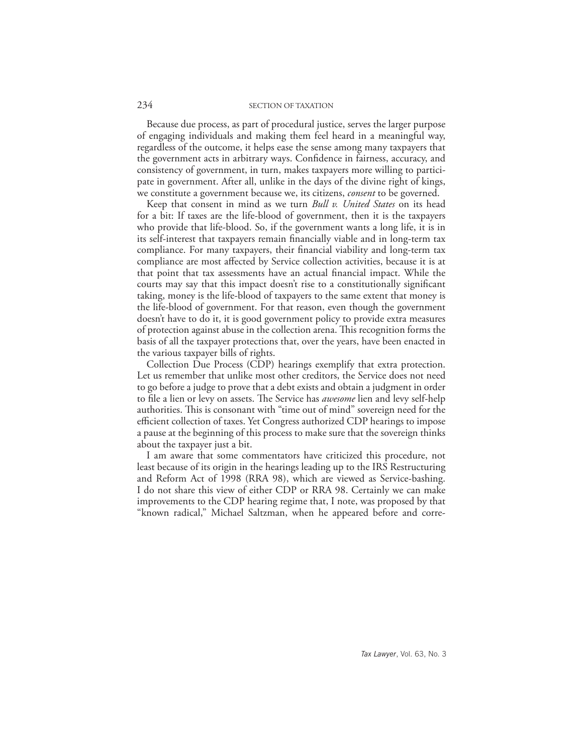Because due process, as part of procedural justice, serves the larger purpose of engaging individuals and making them feel heard in a meaningful way, regardless of the outcome, it helps ease the sense among many taxpayers that the government acts in arbitrary ways. Confidence in fairness, accuracy, and consistency of government, in turn, makes taxpayers more willing to participate in government. After all, unlike in the days of the divine right of kings, we constitute a government because we, its citizens, *consent* to be governed.

Keep that consent in mind as we turn *Bull v. United States* on its head for a bit: If taxes are the life-blood of government, then it is the taxpayers who provide that life-blood. So, if the government wants a long life, it is in its self-interest that taxpayers remain financially viable and in long-term tax compliance. For many taxpayers, their financial viability and long-term tax compliance are most affected by Service collection activities, because it is at that point that tax assessments have an actual financial impact. While the courts may say that this impact doesn't rise to a constitutionally significant taking, money is the life-blood of taxpayers to the same extent that money is the life-blood of government. For that reason, even though the government doesn't have to do it, it is good government policy to provide extra measures of protection against abuse in the collection arena. This recognition forms the basis of all the taxpayer protections that, over the years, have been enacted in the various taxpayer bills of rights.

Collection Due Process (CDP) hearings exemplify that extra protection. Let us remember that unlike most other creditors, the Service does not need to go before a judge to prove that a debt exists and obtain a judgment in order to file a lien or levy on assets. The Service has *awesome* lien and levy self-help authorities. This is consonant with "time out of mind" sovereign need for the efficient collection of taxes. Yet Congress authorized CDP hearings to impose a pause at the beginning of this process to make sure that the sovereign thinks about the taxpayer just a bit.

I am aware that some commentators have criticized this procedure, not least because of its origin in the hearings leading up to the IRS Restructuring and Reform Act of 1998 (RRA 98), which are viewed as Service-bashing. I do not share this view of either CDP or RRA 98. Certainly we can make improvements to the CDP hearing regime that, I note, was proposed by that "known radical," Michael Saltzman, when he appeared before and corre-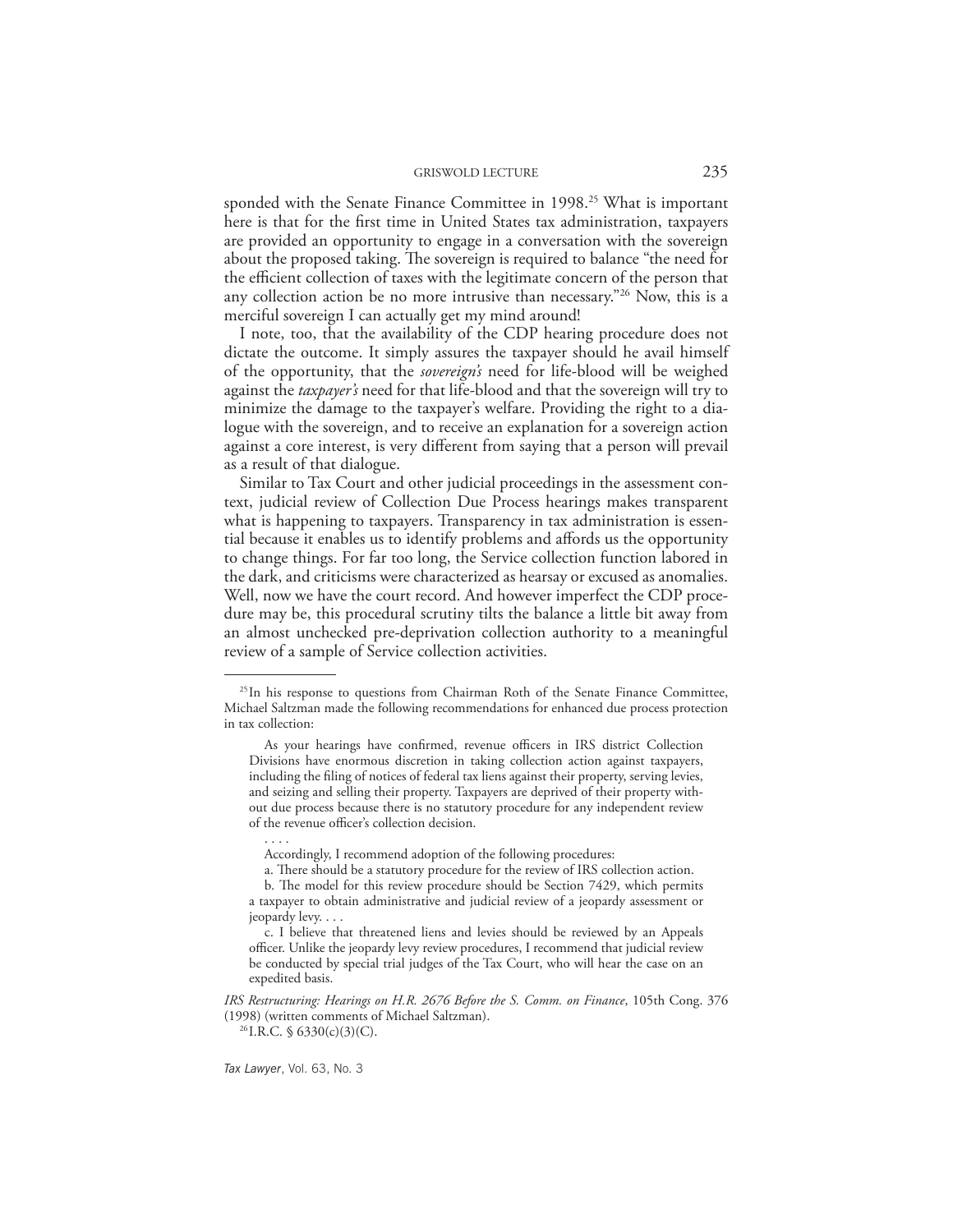sponded with the Senate Finance Committee in 1998.[25] What is important here is that for the first time in United States tax administration, taxpayers are provided an opportunity to engage in a conversation with the sovereign about the proposed taking. The sovereign is required to balance "the need for the efficient collection of taxes with the legitimate concern of the person that any collection action be no more intrusive than necessary."[26] Now, this is a merciful sovereign I can actually get my mind around!

I note, too, that the availability of the CDP hearing procedure does not dictate the outcome. It simply assures the taxpayer should he avail himself of the opportunity, that the *sovereign's* need for life-blood will be weighed against the *taxpayer's* need for that life-blood and that the sovereign will try to minimize the damage to the taxpayer's welfare. Providing the right to a dialogue with the sovereign, and to receive an explanation for a sovereign action against a core interest, is very different from saying that a person will prevail as a result of that dialogue.

Similar to Tax Court and other judicial proceedings in the assessment context, judicial review of Collection Due Process hearings makes transparent what is happening to taxpayers. Transparency in tax administration is essential because it enables us to identify problems and affords us the opportunity to change things. For far too long, the Service collection function labored in the dark, and criticisms were characterized as hearsay or excused as anomalies. Well, now we have the court record. And however imperfect the CDP procedure may be, this procedural scrutiny tilts the balance a little bit away from an almost unchecked pre-deprivation collection authority to a meaningful review of a sample of Service collection activities.

---

[25] In his response to questions from Chairman Roth of the Senate Finance Committee, Michael Saltzman made the following recommendations for enhanced due process protection in tax collection:

> As your hearings have confirmed, revenue officers in IRS district Collection Divisions have enormous discretion in taking collection action against taxpayers, including the filing of notices of federal tax liens against their property, serving levies, and seizing and selling their property. Taxpayers are deprived of their property without due process because there is no statutory procedure for any independent review of the revenue officer's collection decision.
>
> . . . .
>
> Accordingly, I recommend adoption of the following procedures:
>
> a. There should be a statutory procedure for the review of IRS collection action.
>
> b. The model for this review procedure should be Section 7429, which permits a taxpayer to obtain administrative and judicial review of a jeopardy assessment or jeopardy levy. . . .
>
> c. I believe that threatened liens and levies should be reviewed by an Appeals officer. Unlike the jeopardy levy review procedures, I recommend that judicial review be conducted by special trial judges of the Tax Court, who will hear the case on an expedited basis.

*IRS Restructuring: Hearings on H.R. 2676 Before the S. Comm. on Finance*, 105th Cong. 376 (1998) (written comments of Michael Saltzman).

[26] I.R.C. § 6330(c)(3)(C).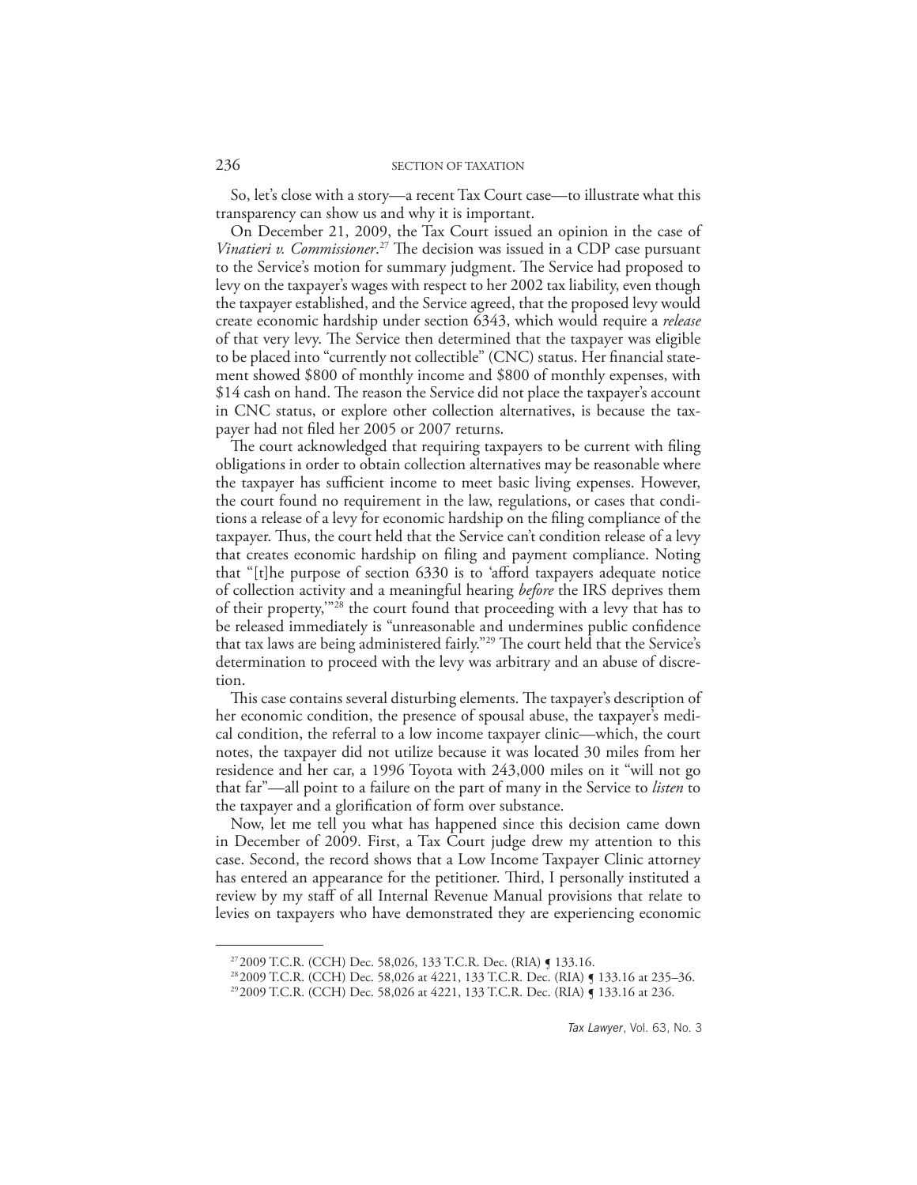So, let's close with a story—a recent Tax Court case—to illustrate what this transparency can show us and why it is important.

On December 21, 2009, the Tax Court issued an opinion in the case of *Vinatieri v. Commissioner*.[27] The decision was issued in a CDP case pursuant to the Service's motion for summary judgment. The Service had proposed to levy on the taxpayer's wages with respect to her 2002 tax liability, even though the taxpayer established, and the Service agreed, that the proposed levy would create economic hardship under section 6343, which would require a *release* of that very levy. The Service then determined that the taxpayer was eligible to be placed into "currently not collectible" (CNC) status. Her financial statement showed $800 of monthly income and $800 of monthly expenses, with $14 cash on hand. The reason the Service did not place the taxpayer's account in CNC status, or explore other collection alternatives, is because the taxpayer had not filed her 2005 or 2007 returns.

The court acknowledged that requiring taxpayers to be current with filing obligations in order to obtain collection alternatives may be reasonable where the taxpayer has sufficient income to meet basic living expenses. However, the court found no requirement in the law, regulations, or cases that conditions a release of a levy for economic hardship on the filing compliance of the taxpayer. Thus, the court held that the Service can't condition release of a levy that creates economic hardship on filing and payment compliance. Noting that "[t]he purpose of section 6330 is to 'afford taxpayers adequate notice of collection activity and a meaningful hearing *before* the IRS deprives them of their property,'"[28] the court found that proceeding with a levy that has to be released immediately is "unreasonable and undermines public confidence that tax laws are being administered fairly."[29] The court held that the Service's determination to proceed with the levy was arbitrary and an abuse of discretion.

This case contains several disturbing elements. The taxpayer's description of her economic condition, the presence of spousal abuse, the taxpayer's medical condition, the referral to a low income taxpayer clinic—which, the court notes, the taxpayer did not utilize because it was located 30 miles from her residence and her car, a 1996 Toyota with 243,000 miles on it "will not go that far"—all point to a failure on the part of many in the Service to *listen* to the taxpayer and a glorification of form over substance.

Now, let me tell you what has happened since this decision came down in December of 2009. First, a Tax Court judge drew my attention to this case. Second, the record shows that a Low Income Taxpayer Clinic attorney has entered an appearance for the petitioner. Third, I personally instituted a review by my staff of all Internal Revenue Manual provisions that relate to levies on taxpayers who have demonstrated they are experiencing economic

---

[27] 2009 T.C.R. (CCH) Dec. 58,026, 133 T.C.R. Dec. (RIA) ¶ 133.16.

[28] 2009 T.C.R. (CCH) Dec. 58,026 at 4221, 133 T.C.R. Dec. (RIA) ¶ 133.16 at 235–36.

[29] 2009 T.C.R. (CCH) Dec. 58,026 at 4221, 133 T.C.R. Dec. (RIA) ¶ 133.16 at 236.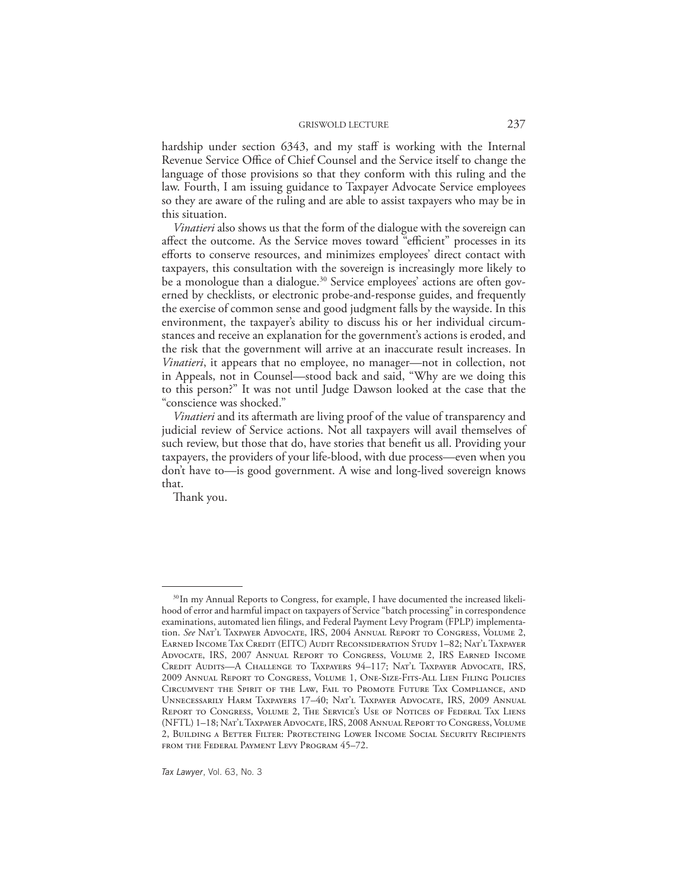hardship under section 6343, and my staff is working with the Internal Revenue Service Office of Chief Counsel and the Service itself to change the language of those provisions so that they conform with this ruling and the law. Fourth, I am issuing guidance to Taxpayer Advocate Service employees so they are aware of the ruling and are able to assist taxpayers who may be in this situation.

*Vinatieri* also shows us that the form of the dialogue with the sovereign can affect the outcome. As the Service moves toward "efficient" processes in its efforts to conserve resources, and minimizes employees' direct contact with taxpayers, this consultation with the sovereign is increasingly more likely to be a monologue than a dialogue.[30] Service employees' actions are often governed by checklists, or electronic probe-and-response guides, and frequently the exercise of common sense and good judgment falls by the wayside. In this environment, the taxpayer's ability to discuss his or her individual circumstances and receive an explanation for the government's actions is eroded, and the risk that the government will arrive at an inaccurate result increases. In *Vinatieri*, it appears that no employee, no manager—not in collection, not in Appeals, not in Counsel—stood back and said, "Why are we doing this to this person?" It was not until Judge Dawson looked at the case that the "conscience was shocked."

*Vinatieri* and its aftermath are living proof of the value of transparency and judicial review of Service actions. Not all taxpayers will avail themselves of such review, but those that do, have stories that benefit us all. Providing your taxpayers, the providers of your life-blood, with due process—even when you don't have to—is good government. A wise and long-lived sovereign knows that.

Thank you.

---

[30] In my Annual Reports to Congress, for example, I have documented the increased likelihood of error and harmful impact on taxpayers of Service "batch processing" in correspondence examinations, automated lien filings, and Federal Payment Levy Program (FPLP) implementation. *See* Nat'l Taxpayer Advocate, IRS, 2004 Annual Report to Congress, Volume 2, Earned Income Tax Credit (EITC) Audit Reconsideration Study 1–82; Nat'l Taxpayer Advocate, IRS, 2007 Annual Report to Congress, Volume 2, IRS Earned Income Credit Audits—A Challenge to Taxpayers 94–117; Nat'l Taxpayer Advocate, IRS, 2009 Annual Report to Congress, Volume 1, One-Size-Fits-All Lien Filing Policies Circumvent the Spirit of the Law, Fail to Promote Future Tax Compliance, and Unnecessarily Harm Taxpayers 17–40; Nat'l Taxpayer Advocate, IRS, 2009 Annual Report to Congress, Volume 2, The Service's Use of Notices of Federal Tax Liens (NFTL) 1–18; Nat'l Taxpayer Advocate, IRS, 2008 Annual Report to Congress, Volume 2, Building a Better Filter: Protecteing Lower Income Social Security Recipients from the Federal Payment Levy Program 45–72.